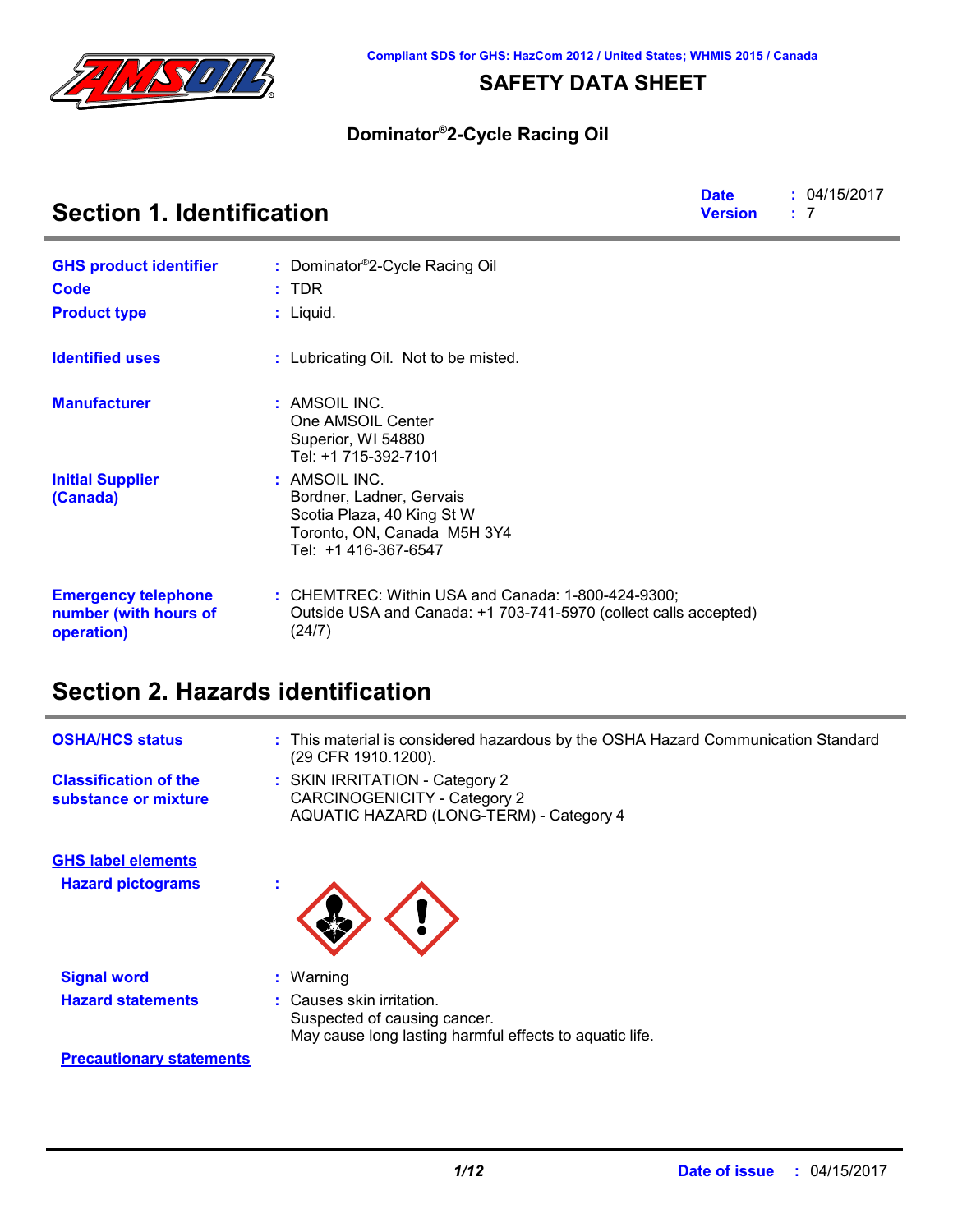Compliant SDS for GHS: HazCom 2012 / United States; WHMIS 2015 / Canada

# SAFETY DATA SHEET

## Dominator®2-Cycle Racing Oil

## Section 1. Identification

**Date** : 04/15/2017
**Version** : 7

**GHS product identifier** : Dominator®2-Cycle Racing Oil

**Code** : TDR

**Product type** : Liquid.

**Identified uses** : Lubricating Oil. Not to be misted.

**Manufacturer** : AMSOIL INC.
One AMSOIL Center
Superior, WI 54880
Tel: +1 715-392-7101

**Initial Supplier (Canada)** : AMSOIL INC.
Bordner, Ladner, Gervais
Scotia Plaza, 40 King St W
Toronto, ON, Canada M5H 3Y4
Tel: +1 416-367-6547

**Emergency telephone number (with hours of operation)** : CHEMTREC: Within USA and Canada: 1-800-424-9300;
Outside USA and Canada: +1 703-741-5970 (collect calls accepted)
(24/7)

## Section 2. Hazards identification

**OSHA/HCS status** : This material is considered hazardous by the OSHA Hazard Communication Standard (29 CFR 1910.1200).

**Classification of the substance or mixture** : SKIN IRRITATION - Category 2
CARCINOGENICITY - Category 2
AQUATIC HAZARD (LONG-TERM) - Category 4

**GHS label elements**

**Hazard pictograms** :

**Signal word** : Warning

**Hazard statements** : Causes skin irritation.
Suspected of causing cancer.
May cause long lasting harmful effects to aquatic life.

**Precautionary statements**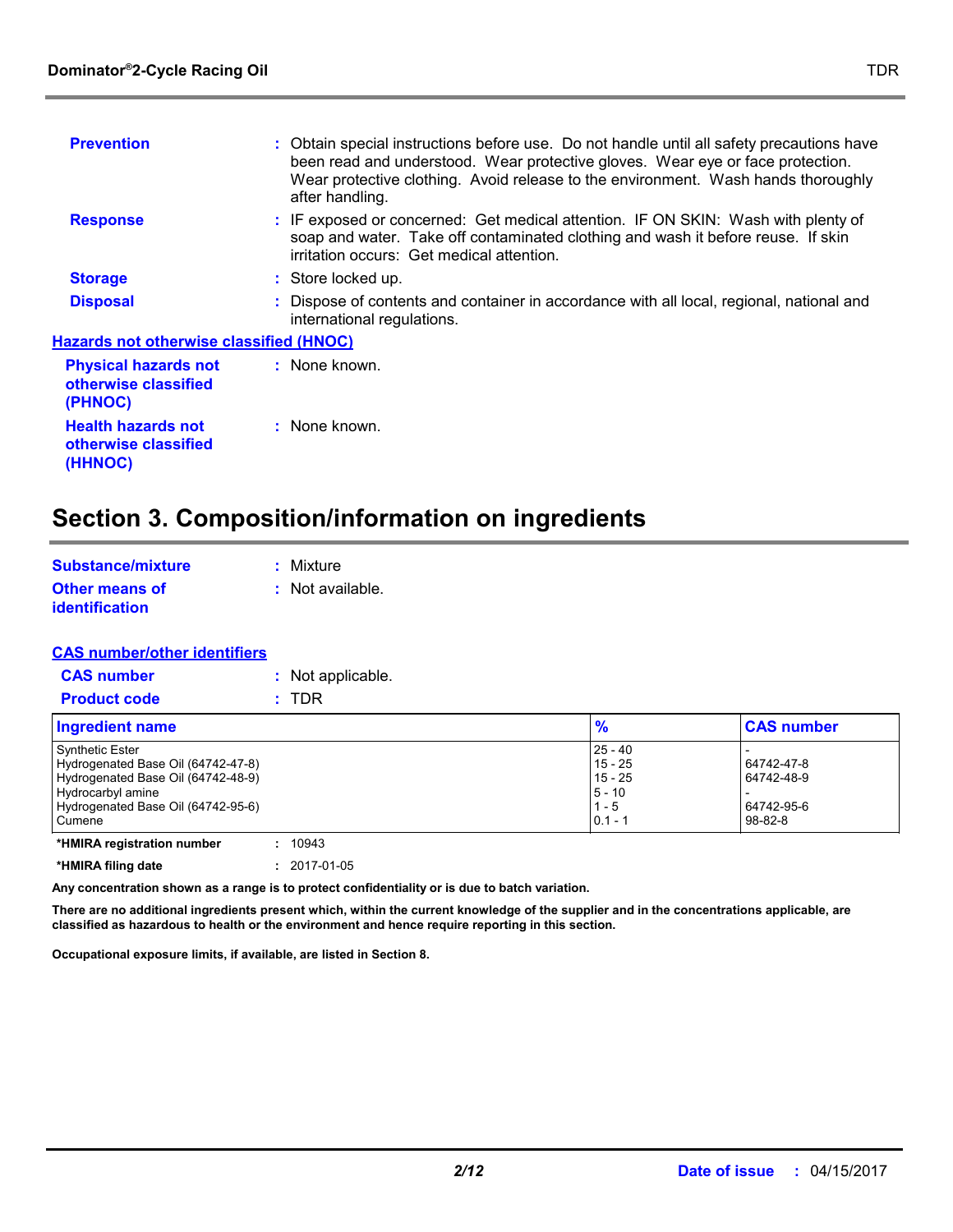**Prevention** : Obtain special instructions before use. Do not handle until all safety precautions have been read and understood. Wear protective gloves. Wear eye or face protection. Wear protective clothing. Avoid release to the environment. Wash hands thoroughly after handling.

**Response** : IF exposed or concerned: Get medical attention. IF ON SKIN: Wash with plenty of soap and water. Take off contaminated clothing and wash it before reuse. If skin irritation occurs: Get medical attention.

**Storage** : Store locked up.

**Disposal** : Dispose of contents and container in accordance with all local, regional, national and international regulations.

**Hazards not otherwise classified (HNOC)**

**Physical hazards not otherwise classified (PHNOC)** : None known.

**Health hazards not otherwise classified (HHNOC)** : None known.

## Section 3. Composition/information on ingredients

**Substance/mixture** : Mixture

**Other means of identification** : Not available.

**CAS number/other identifiers**

**CAS number** : Not applicable.

**Product code** : TDR

| Ingredient name | % | CAS number |
|---|---|---|
| Synthetic Ester | 25 - 40 | - |
| Hydrogenated Base Oil (64742-47-8) | 15 - 25 | 64742-47-8 |
| Hydrogenated Base Oil (64742-48-9) | 15 - 25 | 64742-48-9 |
| Hydrocarbyl amine | 5 - 10 | - |
| Hydrogenated Base Oil (64742-95-6) | 1 - 5 | 64742-95-6 |
| Cumene | 0.1 - 1 | 98-82-8 |

**\*HMIRA registration number** : 10943

**\*HMIRA filing date** : 2017-01-05

**Any concentration shown as a range is to protect confidentiality or is due to batch variation.**

**There are no additional ingredients present which, within the current knowledge of the supplier and in the concentrations applicable, are classified as hazardous to health or the environment and hence require reporting in this section.**

**Occupational exposure limits, if available, are listed in Section 8.**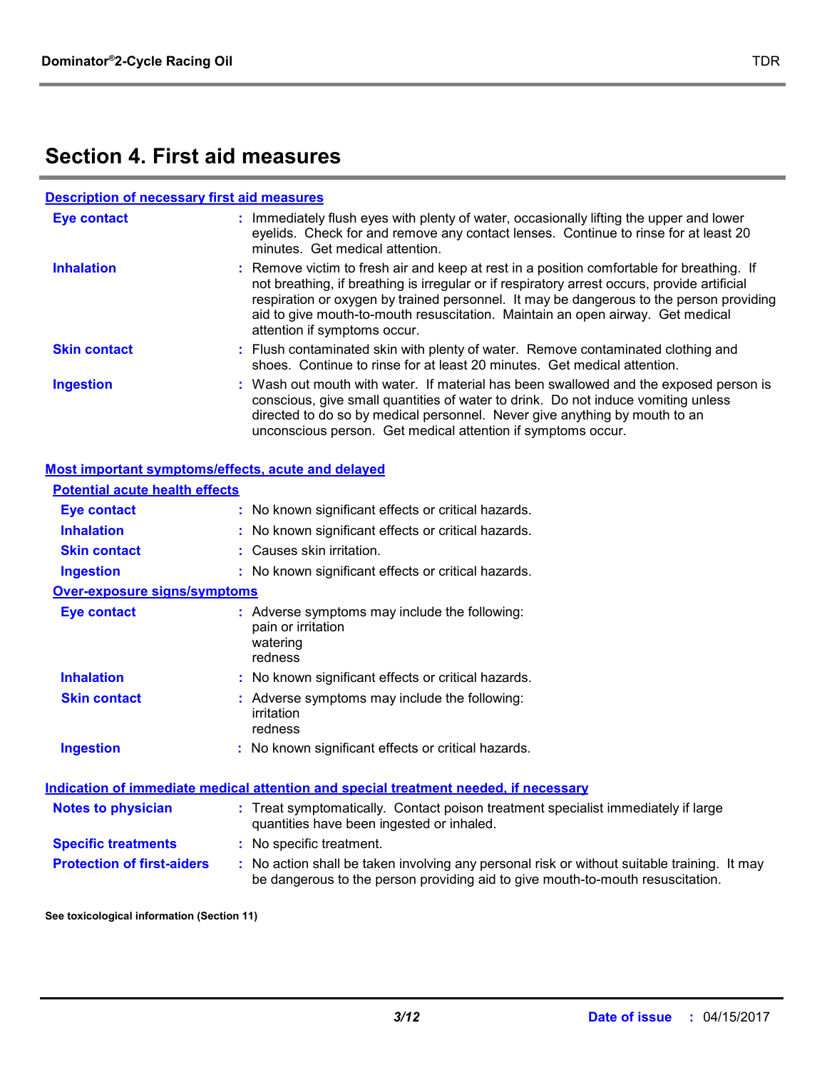# Section 4. First aid measures

## Description of necessary first aid measures

**Eye contact** : Immediately flush eyes with plenty of water, occasionally lifting the upper and lower eyelids. Check for and remove any contact lenses. Continue to rinse for at least 20 minutes. Get medical attention.

**Inhalation** : Remove victim to fresh air and keep at rest in a position comfortable for breathing. If not breathing, if breathing is irregular or if respiratory arrest occurs, provide artificial respiration or oxygen by trained personnel. It may be dangerous to the person providing aid to give mouth-to-mouth resuscitation. Maintain an open airway. Get medical attention if symptoms occur.

**Skin contact** : Flush contaminated skin with plenty of water. Remove contaminated clothing and shoes. Continue to rinse for at least 20 minutes. Get medical attention.

**Ingestion** : Wash out mouth with water. If material has been swallowed and the exposed person is conscious, give small quantities of water to drink. Do not induce vomiting unless directed to do so by medical personnel. Never give anything by mouth to an unconscious person. Get medical attention if symptoms occur.

## Most important symptoms/effects, acute and delayed

### Potential acute health effects

**Eye contact** : No known significant effects or critical hazards.

**Inhalation** : No known significant effects or critical hazards.

**Skin contact** : Causes skin irritation.

**Ingestion** : No known significant effects or critical hazards.

### Over-exposure signs/symptoms

**Eye contact** : Adverse symptoms may include the following:
pain or irritation
watering
redness

**Inhalation** : No known significant effects or critical hazards.

**Skin contact** : Adverse symptoms may include the following:
irritation
redness

**Ingestion** : No known significant effects or critical hazards.

## Indication of immediate medical attention and special treatment needed, if necessary

**Notes to physician** : Treat symptomatically. Contact poison treatment specialist immediately if large quantities have been ingested or inhaled.

**Specific treatments** : No specific treatment.

**Protection of first-aiders** : No action shall be taken involving any personal risk or without suitable training. It may be dangerous to the person providing aid to give mouth-to-mouth resuscitation.

**See toxicological information (Section 11)**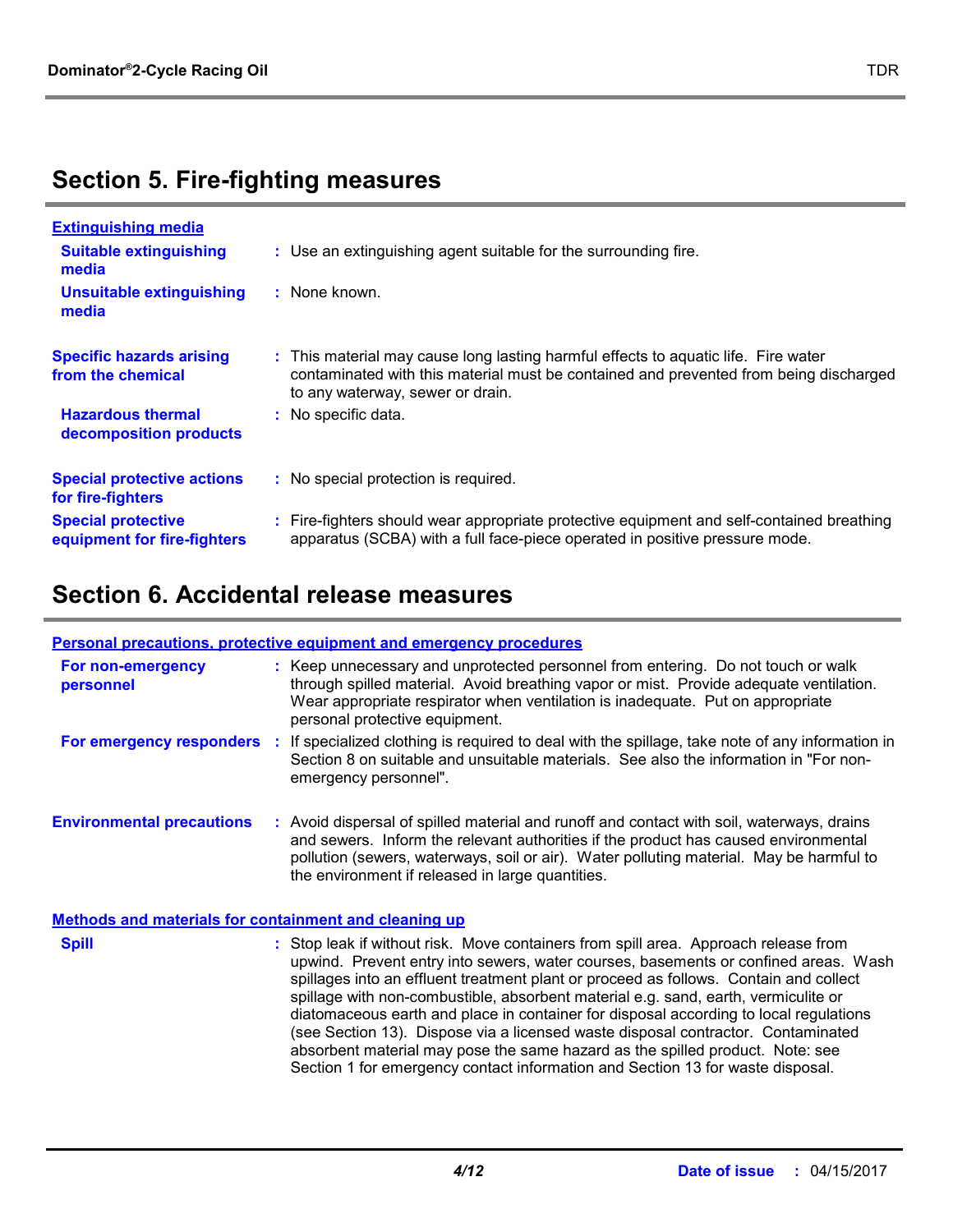## Section 5. Fire-fighting measures

### Extinguishing media

| | |
|---|---|
| **Suitable extinguishing media** | Use an extinguishing agent suitable for the surrounding fire. |
| **Unsuitable extinguishing media** | None known. |
| **Specific hazards arising from the chemical** | This material may cause long lasting harmful effects to aquatic life. Fire water contaminated with this material must be contained and prevented from being discharged to any waterway, sewer or drain. |
| **Hazardous thermal decomposition products** | No specific data. |
| **Special protective actions for fire-fighters** | No special protection is required. |
| **Special protective equipment for fire-fighters** | Fire-fighters should wear appropriate protective equipment and self-contained breathing apparatus (SCBA) with a full face-piece operated in positive pressure mode. |

## Section 6. Accidental release measures

### Personal precautions, protective equipment and emergency procedures

| | |
|---|---|
| **For non-emergency personnel** | Keep unnecessary and unprotected personnel from entering. Do not touch or walk through spilled material. Avoid breathing vapor or mist. Provide adequate ventilation. Wear appropriate respirator when ventilation is inadequate. Put on appropriate personal protective equipment. |
| **For emergency responders** | If specialized clothing is required to deal with the spillage, take note of any information in Section 8 on suitable and unsuitable materials. See also the information in "For non-emergency personnel". |
| **Environmental precautions** | Avoid dispersal of spilled material and runoff and contact with soil, waterways, drains and sewers. Inform the relevant authorities if the product has caused environmental pollution (sewers, waterways, soil or air). Water polluting material. May be harmful to the environment if released in large quantities. |

### Methods and materials for containment and cleaning up

| | |
|---|---|
| **Spill** | Stop leak if without risk. Move containers from spill area. Approach release from upwind. Prevent entry into sewers, water courses, basements or confined areas. Wash spillages into an effluent treatment plant or proceed as follows. Contain and collect spillage with non-combustible, absorbent material e.g. sand, earth, vermiculite or diatomaceous earth and place in container for disposal according to local regulations (see Section 13). Dispose via a licensed waste disposal contractor. Contaminated absorbent material may pose the same hazard as the spilled product. Note: see Section 1 for emergency contact information and Section 13 for waste disposal. |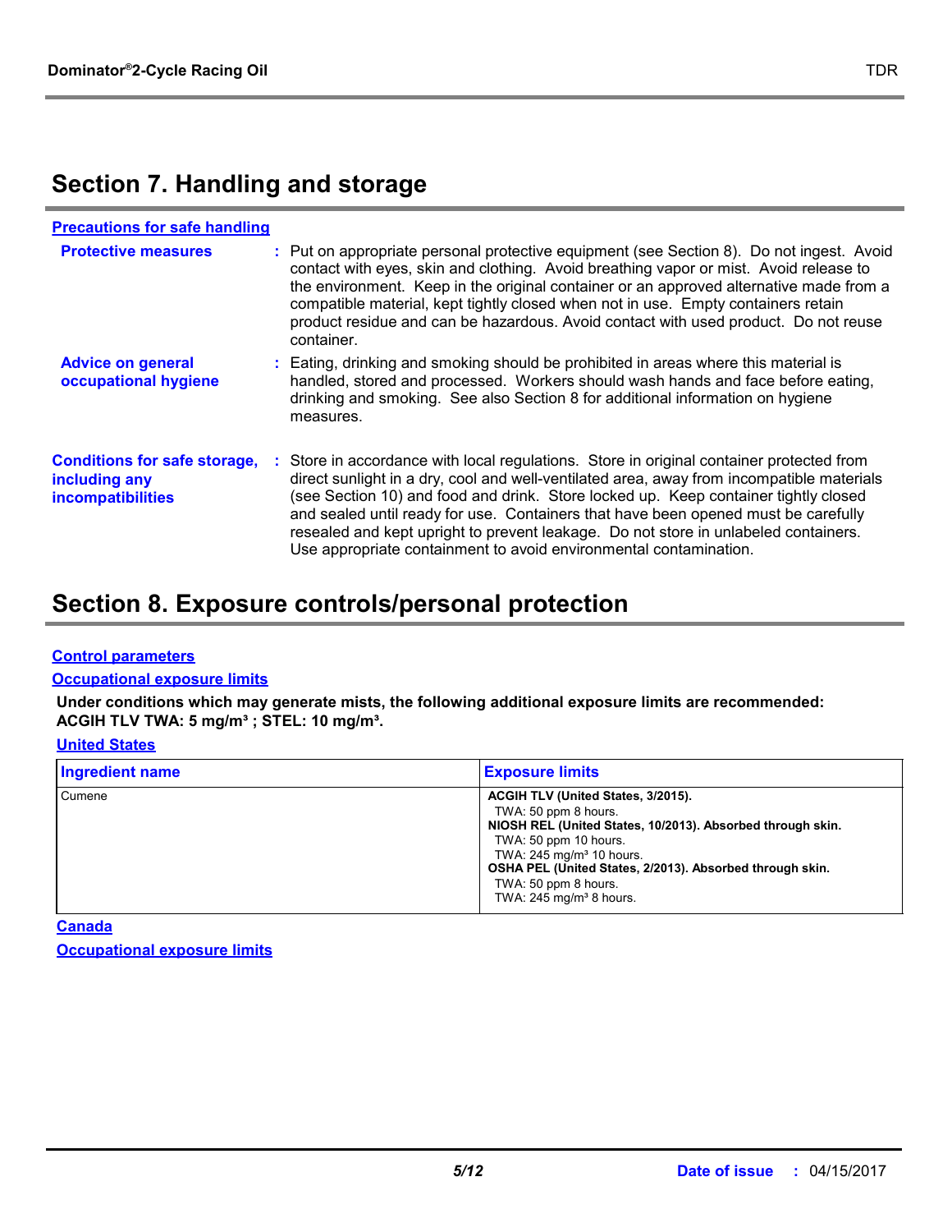## Section 7. Handling and storage

### Precautions for safe handling

**Protective measures** : Put on appropriate personal protective equipment (see Section 8). Do not ingest. Avoid contact with eyes, skin and clothing. Avoid breathing vapor or mist. Avoid release to the environment. Keep in the original container or an approved alternative made from a compatible material, kept tightly closed when not in use. Empty containers retain product residue and can be hazardous. Avoid contact with used product. Do not reuse container.

**Advice on general occupational hygiene** : Eating, drinking and smoking should be prohibited in areas where this material is handled, stored and processed. Workers should wash hands and face before eating, drinking and smoking. See also Section 8 for additional information on hygiene measures.

**Conditions for safe storage, including any incompatibilities** : Store in accordance with local regulations. Store in original container protected from direct sunlight in a dry, cool and well-ventilated area, away from incompatible materials (see Section 10) and food and drink. Store locked up. Keep container tightly closed and sealed until ready for use. Containers that have been opened must be carefully resealed and kept upright to prevent leakage. Do not store in unlabeled containers. Use appropriate containment to avoid environmental contamination.

## Section 8. Exposure controls/personal protection

### Control parameters

### Occupational exposure limits

**Under conditions which may generate mists, the following additional exposure limits are recommended: ACGIH TLV TWA: 5 mg/m³ ; STEL: 10 mg/m³.**

### United States

| Ingredient name | Exposure limits |
|---|---|
| Cumene | **ACGIH TLV (United States, 3/2015).**<br>TWA: 50 ppm 8 hours.<br>**NIOSH REL (United States, 10/2013). Absorbed through skin.**<br>TWA: 50 ppm 10 hours.<br>TWA: 245 mg/m³ 10 hours.<br>**OSHA PEL (United States, 2/2013). Absorbed through skin.**<br>TWA: 50 ppm 8 hours.<br>TWA: 245 mg/m³ 8 hours. |

### Canada

### Occupational exposure limits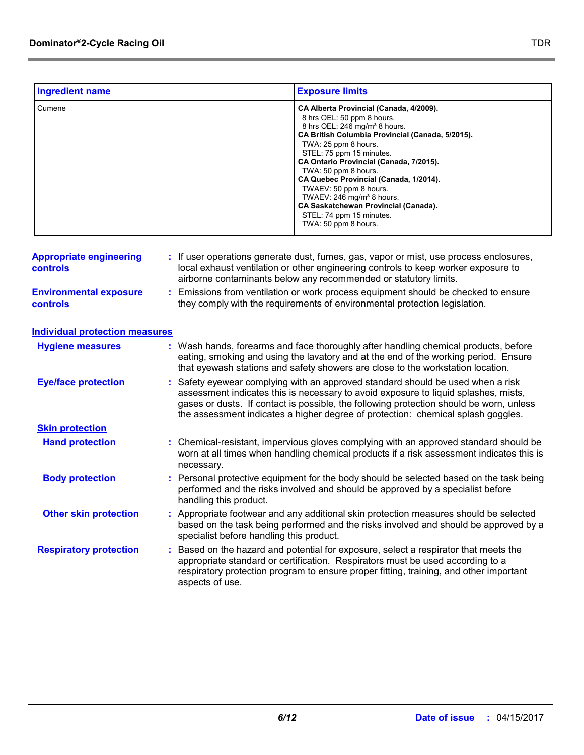| Ingredient name | Exposure limits |
|---|---|
| Cumene | **CA Alberta Provincial (Canada, 4/2009).**<br>8 hrs OEL: 50 ppm 8 hours.<br>8 hrs OEL: 246 mg/m³ 8 hours.<br>**CA British Columbia Provincial (Canada, 5/2015).**<br>TWA: 25 ppm 8 hours.<br>STEL: 75 ppm 15 minutes.<br>**CA Ontario Provincial (Canada, 7/2015).**<br>TWA: 50 ppm 8 hours.<br>**CA Quebec Provincial (Canada, 1/2014).**<br>TWAEV: 50 ppm 8 hours.<br>TWAEV: 246 mg/m³ 8 hours.<br>**CA Saskatchewan Provincial (Canada).**<br>STEL: 74 ppm 15 minutes.<br>TWA: 50 ppm 8 hours. |

**Appropriate engineering controls** : If user operations generate dust, fumes, gas, vapor or mist, use process enclosures, local exhaust ventilation or other engineering controls to keep worker exposure to airborne contaminants below any recommended or statutory limits.

**Environmental exposure controls** : Emissions from ventilation or work process equipment should be checked to ensure they comply with the requirements of environmental protection legislation.

**Individual protection measures**

**Hygiene measures** : Wash hands, forearms and face thoroughly after handling chemical products, before eating, smoking and using the lavatory and at the end of the working period. Ensure that eyewash stations and safety showers are close to the workstation location.

**Eye/face protection** : Safety eyewear complying with an approved standard should be used when a risk assessment indicates this is necessary to avoid exposure to liquid splashes, mists, gases or dusts. If contact is possible, the following protection should be worn, unless the assessment indicates a higher degree of protection: chemical splash goggles.

**Skin protection**

**Hand protection** : Chemical-resistant, impervious gloves complying with an approved standard should be worn at all times when handling chemical products if a risk assessment indicates this is necessary.

**Body protection** : Personal protective equipment for the body should be selected based on the task being performed and the risks involved and should be approved by a specialist before handling this product.

**Other skin protection** : Appropriate footwear and any additional skin protection measures should be selected based on the task being performed and the risks involved and should be approved by a specialist before handling this product.

**Respiratory protection** : Based on the hazard and potential for exposure, select a respirator that meets the appropriate standard or certification. Respirators must be used according to a respiratory protection program to ensure proper fitting, training, and other important aspects of use.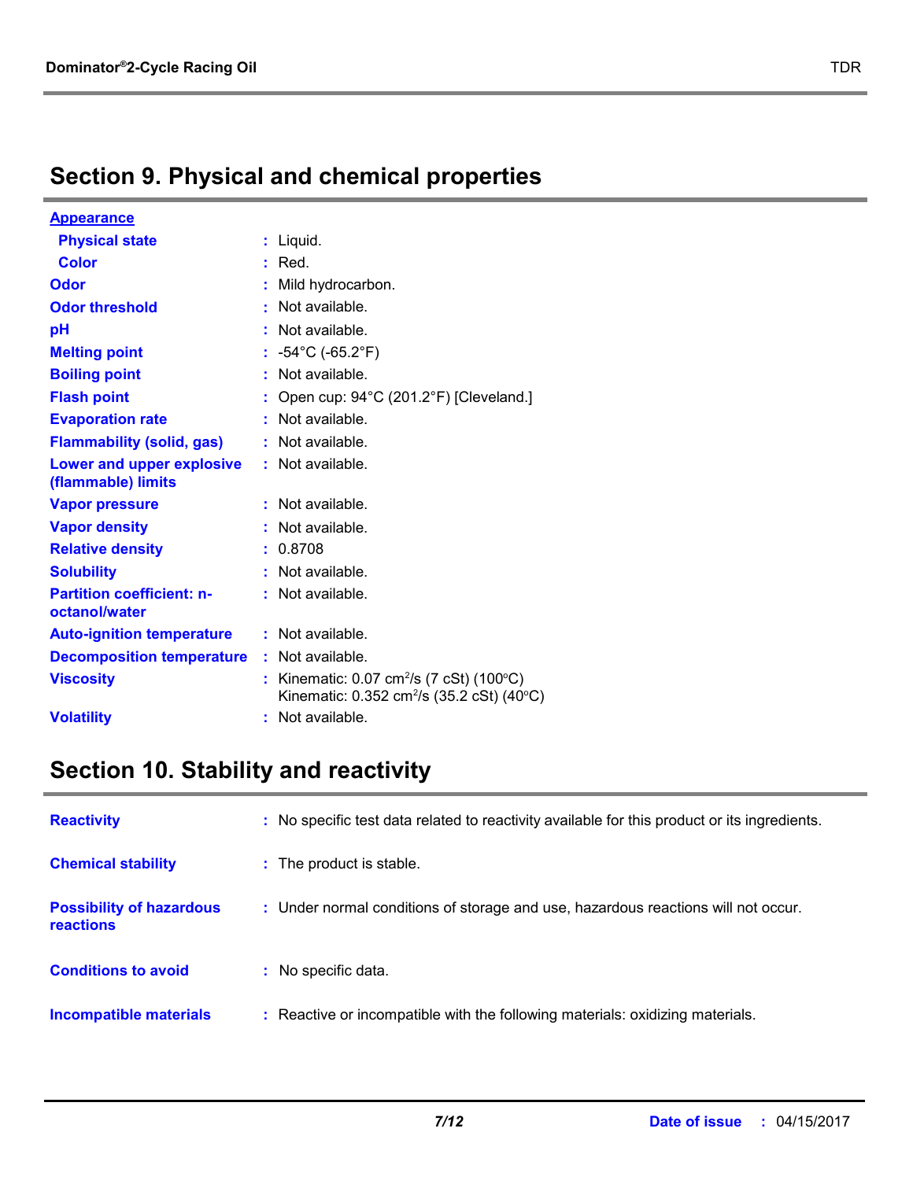## Section 9. Physical and chemical properties

| | | |
|---|---|---|
| **Appearance** | | |
| **Physical state** | : | Liquid. |
| **Color** | : | Red. |
| **Odor** | : | Mild hydrocarbon. |
| **Odor threshold** | : | Not available. |
| **pH** | : | Not available. |
| **Melting point** | : | -54°C (-65.2°F) |
| **Boiling point** | : | Not available. |
| **Flash point** | : | Open cup: 94°C (201.2°F) [Cleveland.] |
| **Evaporation rate** | : | Not available. |
| **Flammability (solid, gas)** | : | Not available. |
| **Lower and upper explosive (flammable) limits** | : | Not available. |
| **Vapor pressure** | : | Not available. |
| **Vapor density** | : | Not available. |
| **Relative density** | : | 0.8708 |
| **Solubility** | : | Not available. |
| **Partition coefficient: n-octanol/water** | : | Not available. |
| **Auto-ignition temperature** | : | Not available. |
| **Decomposition temperature** | : | Not available. |
| **Viscosity** | : | Kinematic: 0.07 $cm^2/s$ (7 cSt) (100°C)<br>Kinematic: 0.352 $cm^2/s$ (35.2 cSt) (40°C) |
| **Volatility** | : | Not available. |

## Section 10. Stability and reactivity

| | | |
|---|---|---|
| **Reactivity** | : | No specific test data related to reactivity available for this product or its ingredients. |
| **Chemical stability** | : | The product is stable. |
| **Possibility of hazardous reactions** | : | Under normal conditions of storage and use, hazardous reactions will not occur. |
| **Conditions to avoid** | : | No specific data. |
| **Incompatible materials** | : | Reactive or incompatible with the following materials: oxidizing materials. |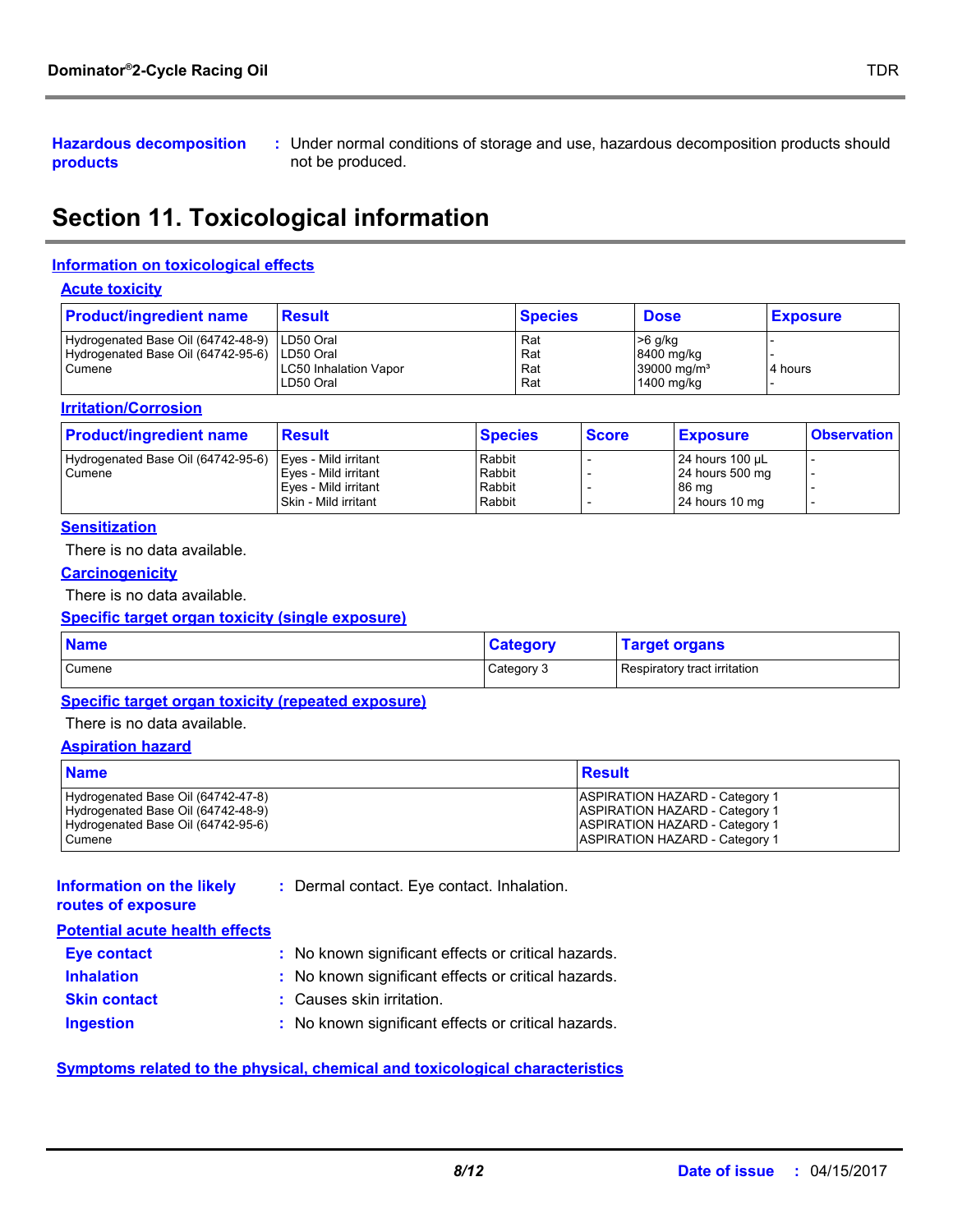**Hazardous decomposition products** : Under normal conditions of storage and use, hazardous decomposition products should not be produced.

# Section 11. Toxicological information

## Information on toxicological effects

### Acute toxicity

| Product/ingredient name | Result | Species | Dose | Exposure |
|---|---|---|---|---|
| Hydrogenated Base Oil (64742-48-9) | LD50 Oral | Rat | >6 g/kg | - |
| Hydrogenated Base Oil (64742-95-6) | LD50 Oral | Rat | 8400 mg/kg | - |
| Cumene | LC50 Inhalation Vapor | Rat | 39000 mg/m³ | 4 hours |
| | LD50 Oral | Rat | 1400 mg/kg | - |

### Irritation/Corrosion

| Product/ingredient name | Result | Species | Score | Exposure | Observation |
|---|---|---|---|---|---|
| Hydrogenated Base Oil (64742-95-6) | Eyes - Mild irritant | Rabbit | - | 24 hours 100 µL | - |
| Cumene | Eyes - Mild irritant | Rabbit | - | 24 hours 500 mg | - |
| | Eyes - Mild irritant | Rabbit | - | 86 mg | - |
| | Skin - Mild irritant | Rabbit | - | 24 hours 10 mg | - |

### Sensitization

There is no data available.

### Carcinogenicity

There is no data available.

### Specific target organ toxicity (single exposure)

| Name | Category | Target organs |
|---|---|---|
| Cumene | Category 3 | Respiratory tract irritation |

### Specific target organ toxicity (repeated exposure)

There is no data available.

### Aspiration hazard

| Name | Result |
|---|---|
| Hydrogenated Base Oil (64742-47-8) | ASPIRATION HAZARD - Category 1 |
| Hydrogenated Base Oil (64742-48-9) | ASPIRATION HAZARD - Category 1 |
| Hydrogenated Base Oil (64742-95-6) | ASPIRATION HAZARD - Category 1 |
| Cumene | ASPIRATION HAZARD - Category 1 |

**Information on the likely routes of exposure** : Dermal contact. Eye contact. Inhalation.

### Potential acute health effects

**Eye contact** : No known significant effects or critical hazards.

**Inhalation** : No known significant effects or critical hazards.

**Skin contact** : Causes skin irritation.

**Ingestion** : No known significant effects or critical hazards.

### Symptoms related to the physical, chemical and toxicological characteristics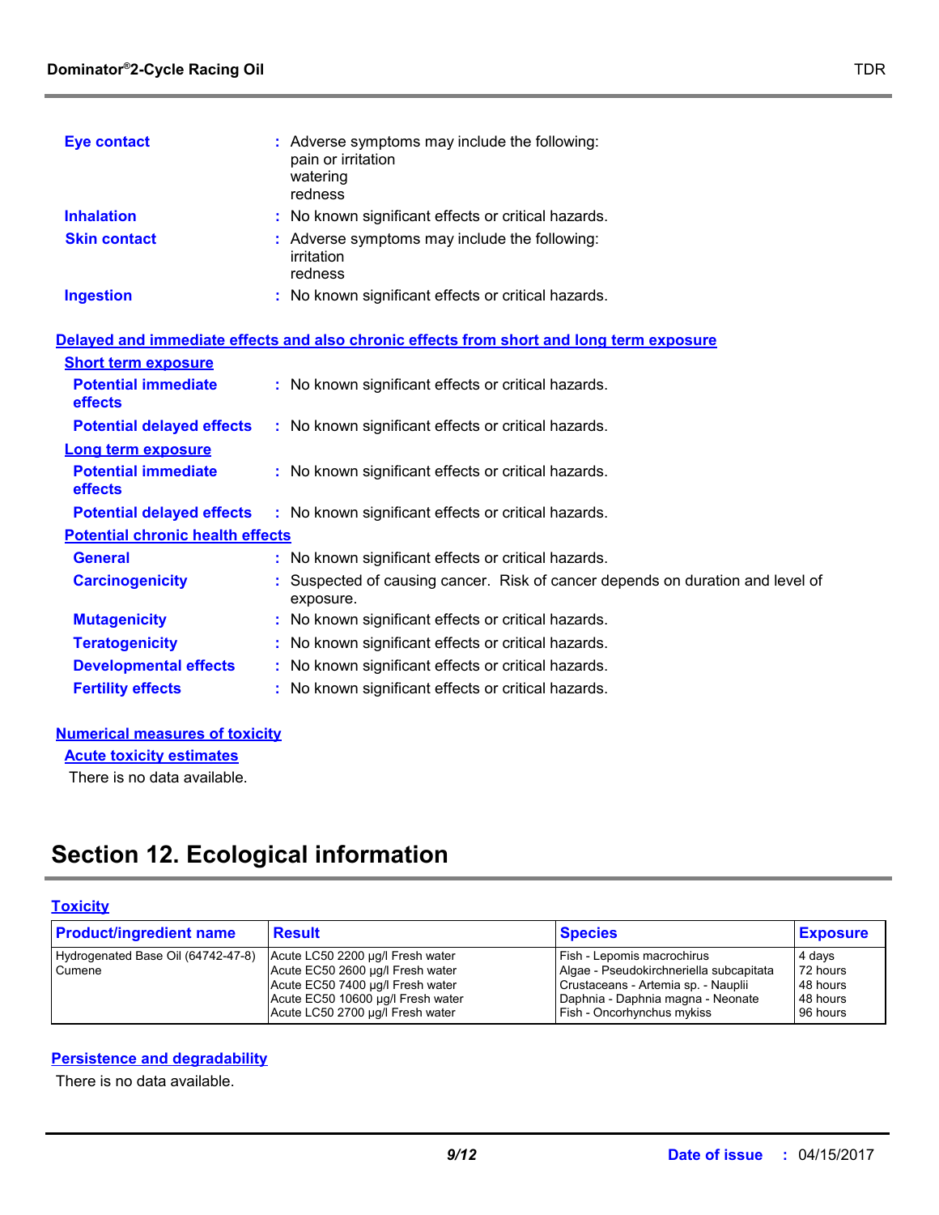**Eye contact** : Adverse symptoms may include the following:
pain or irritation
watering
redness

**Inhalation** : No known significant effects or critical hazards.

**Skin contact** : Adverse symptoms may include the following:
irritation
redness

**Ingestion** : No known significant effects or critical hazards.

**Delayed and immediate effects and also chronic effects from short and long term exposure**

**Short term exposure**

**Potential immediate effects** : No known significant effects or critical hazards.

**Potential delayed effects** : No known significant effects or critical hazards.

**Long term exposure**

**Potential immediate effects** : No known significant effects or critical hazards.

**Potential delayed effects** : No known significant effects or critical hazards.

**Potential chronic health effects**

**General** : No known significant effects or critical hazards.

**Carcinogenicity** : Suspected of causing cancer. Risk of cancer depends on duration and level of exposure.

**Mutagenicity** : No known significant effects or critical hazards.

**Teratogenicity** : No known significant effects or critical hazards.

**Developmental effects** : No known significant effects or critical hazards.

**Fertility effects** : No known significant effects or critical hazards.

**Numerical measures of toxicity**

**Acute toxicity estimates**

There is no data available.

# Section 12. Ecological information

**Toxicity**

| Product/ingredient name | Result | Species | Exposure |
|---|---|---|---|
| Hydrogenated Base Oil (64742-47-8) | Acute LC50 2200 µg/l Fresh water | Fish - Lepomis macrochirus | 4 days |
| Cumene | Acute EC50 2600 µg/l Fresh water | Algae - Pseudokirchneriella subcapitata | 72 hours |
| | Acute EC50 7400 µg/l Fresh water | Crustaceans - Artemia sp. - Nauplii | 48 hours |
| | Acute EC50 10600 µg/l Fresh water | Daphnia - Daphnia magna - Neonate | 48 hours |
| | Acute LC50 2700 µg/l Fresh water | Fish - Oncorhynchus mykiss | 96 hours |

**Persistence and degradability**

There is no data available.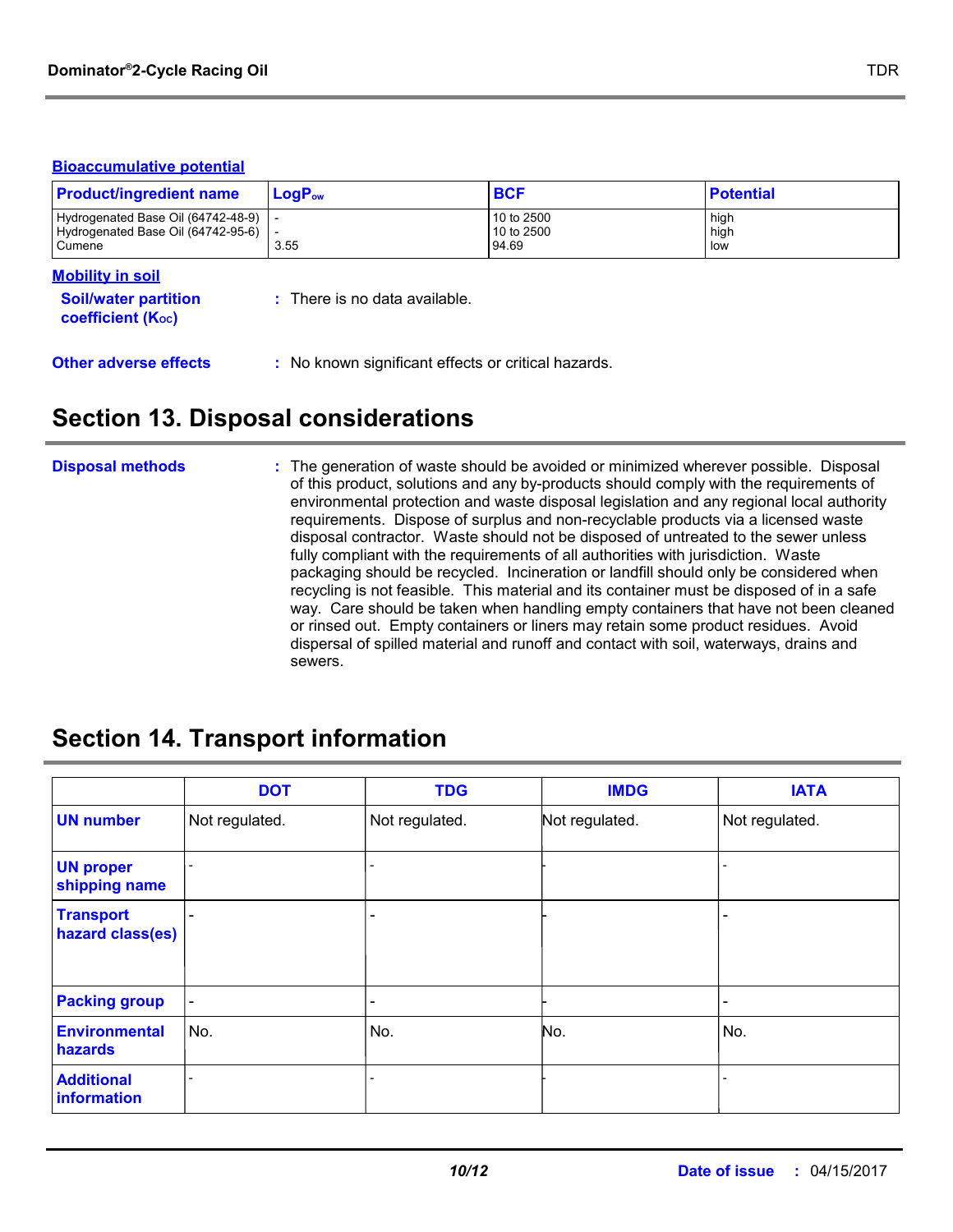### Bioaccumulative potential

| Product/ingredient name | $LogP_{ow}$ | BCF | Potential |
|---|---|---|---|
| Hydrogenated Base Oil (64742-48-9) | - | 10 to 2500 | high |
| Hydrogenated Base Oil (64742-95-6) | - | 10 to 2500 | high |
| Cumene | 3.55 | 94.69 | low |

### Mobility in soil

**Soil/water partition coefficient ($K_{OC}$)** : There is no data available.

**Other adverse effects** : No known significant effects or critical hazards.

## Section 13. Disposal considerations

**Disposal methods** : The generation of waste should be avoided or minimized wherever possible. Disposal of this product, solutions and any by-products should comply with the requirements of environmental protection and waste disposal legislation and any regional local authority requirements. Dispose of surplus and non-recyclable products via a licensed waste disposal contractor. Waste should not be disposed of untreated to the sewer unless fully compliant with the requirements of all authorities with jurisdiction. Waste packaging should be recycled. Incineration or landfill should only be considered when recycling is not feasible. This material and its container must be disposed of in a safe way. Care should be taken when handling empty containers that have not been cleaned or rinsed out. Empty containers or liners may retain some product residues. Avoid dispersal of spilled material and runoff and contact with soil, waterways, drains and sewers.

## Section 14. Transport information

| | DOT | TDG | IMDG | IATA |
|---|---|---|---|---|
| UN number | Not regulated. | Not regulated. | Not regulated. | Not regulated. |
| UN proper shipping name | - | - | - | - |
| Transport hazard class(es) | - | - | - | - |
| Packing group | - | - | - | - |
| Environmental hazards | No. | No. | No. | No. |
| Additional information | - | - | - | - |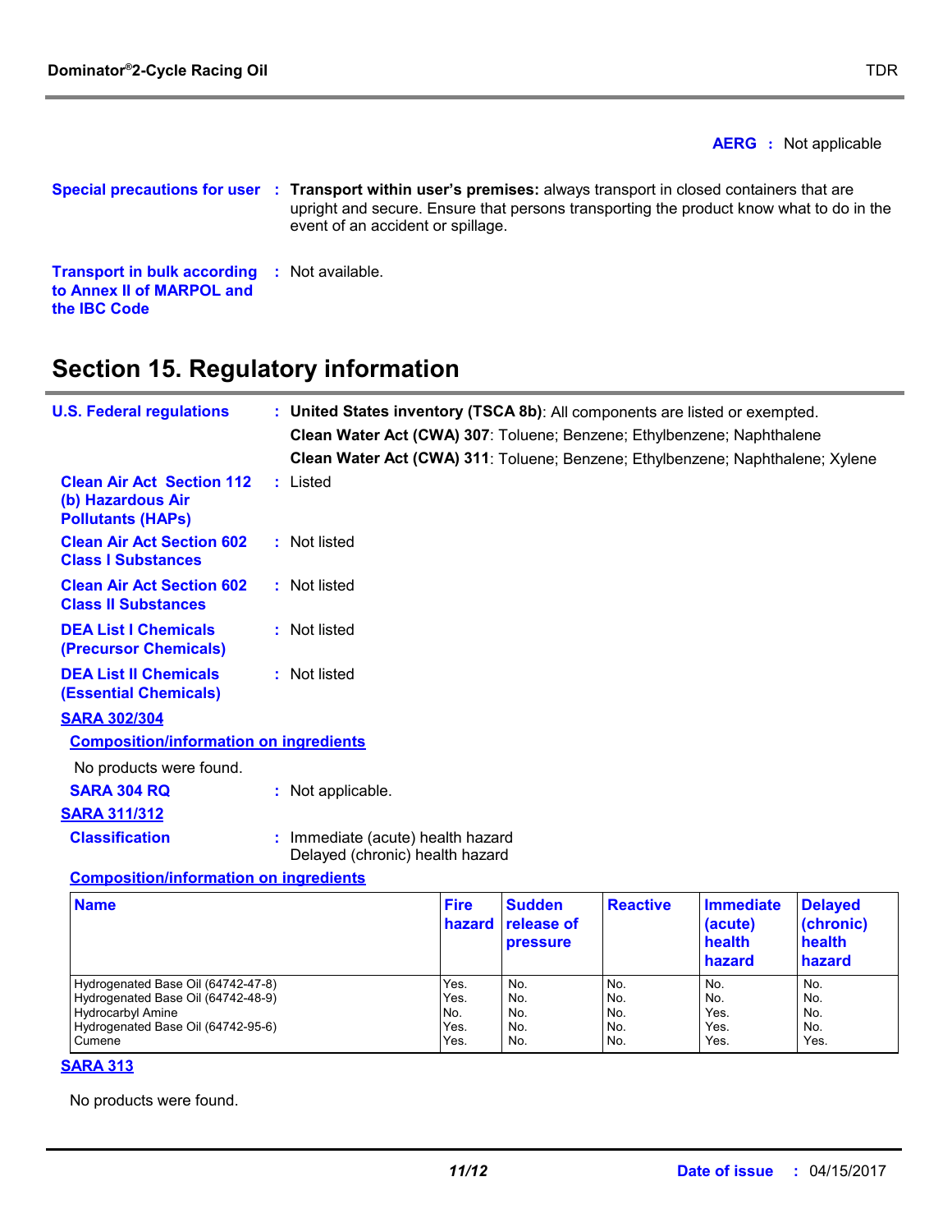**AERG** : Not applicable

**Special precautions for user** : **Transport within user's premises:** always transport in closed containers that are upright and secure. Ensure that persons transporting the product know what to do in the event of an accident or spillage.

**Transport in bulk according to Annex II of MARPOL and the IBC Code** : Not available.

## Section 15. Regulatory information

**U.S. Federal regulations** : **United States inventory (TSCA 8b)**: All components are listed or exempted.

**Clean Water Act (CWA) 307**: Toluene; Benzene; Ethylbenzene; Naphthalene

**Clean Water Act (CWA) 311**: Toluene; Benzene; Ethylbenzene; Naphthalene; Xylene

**Clean Air Act Section 112 (b) Hazardous Air Pollutants (HAPs)** : Listed

**Clean Air Act Section 602 Class I Substances** : Not listed

**Clean Air Act Section 602 Class II Substances** : Not listed

**DEA List I Chemicals (Precursor Chemicals)** : Not listed

**DEA List II Chemicals (Essential Chemicals)** : Not listed

**SARA 302/304**

**Composition/information on ingredients**

No products were found.

**SARA 304 RQ** : Not applicable.

**SARA 311/312**

**Classification** : Immediate (acute) health hazard
Delayed (chronic) health hazard

**Composition/information on ingredients**

| Name | Fire hazard | Sudden release of pressure | Reactive | Immediate (acute) health hazard | Delayed (chronic) health hazard |
|---|---|---|---|---|---|
| Hydrogenated Base Oil (64742-47-8) | Yes. | No. | No. | No. | No. |
| Hydrogenated Base Oil (64742-48-9) | Yes. | No. | No. | No. | No. |
| Hydrocarbyl Amine | No. | No. | No. | Yes. | No. |
| Hydrogenated Base Oil (64742-95-6) | Yes. | No. | No. | Yes. | No. |
| Cumene | Yes. | No. | No. | Yes. | Yes. |

**SARA 313**

No products were found.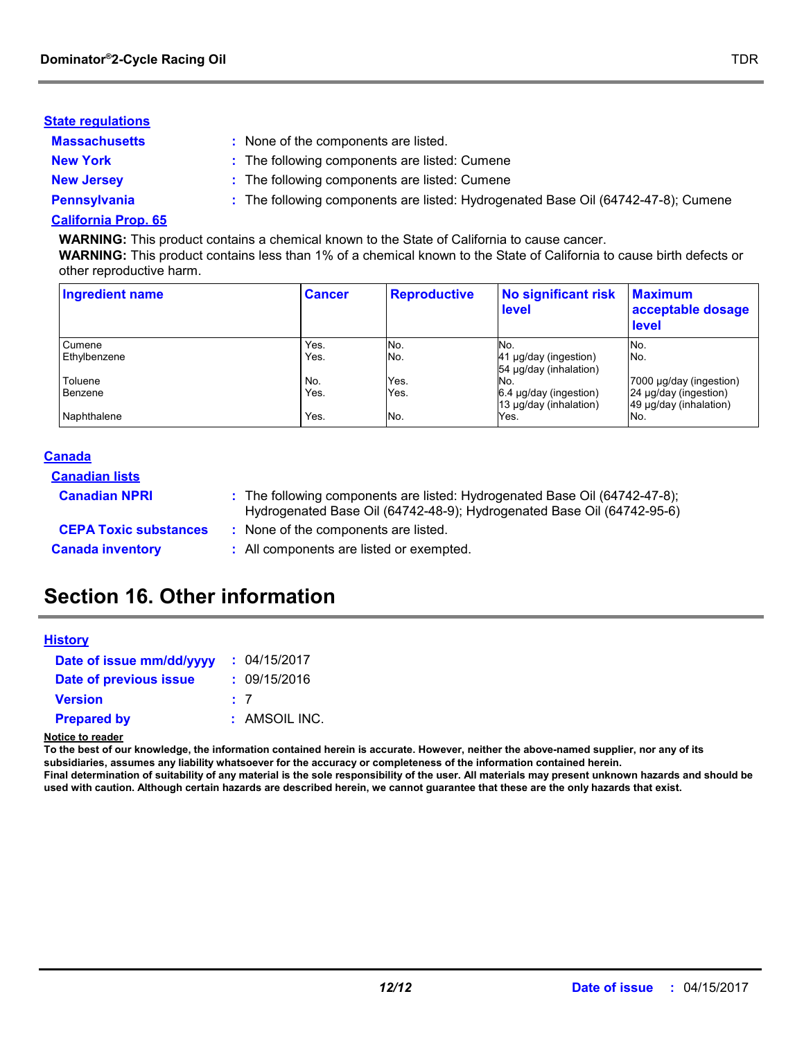### State regulations

**Massachusetts** : None of the components are listed.

**New York** : The following components are listed: Cumene

**New Jersey** : The following components are listed: Cumene

**Pennsylvania** : The following components are listed: Hydrogenated Base Oil (64742-47-8); Cumene

**California Prop. 65**

**WARNING:** This product contains a chemical known to the State of California to cause cancer.
**WARNING:** This product contains less than 1% of a chemical known to the State of California to cause birth defects or other reproductive harm.

| Ingredient name | Cancer | Reproductive | No significant risk level | Maximum acceptable dosage level |
|---|---|---|---|---|
| Cumene | Yes. | No. | No. | No. |
| Ethylbenzene | Yes. | No. | 41 µg/day (ingestion) 54 µg/day (inhalation) | No. |
| Toluene | No. | Yes. | No. | 7000 µg/day (ingestion) |
| Benzene | Yes. | Yes. | 6.4 µg/day (ingestion) 13 µg/day (inhalation) | 24 µg/day (ingestion) 49 µg/day (inhalation) |
| Naphthalene | Yes. | No. | Yes. | No. |

### Canada

**Canadian lists**

**Canadian NPRI** : The following components are listed: Hydrogenated Base Oil (64742-47-8); Hydrogenated Base Oil (64742-48-9); Hydrogenated Base Oil (64742-95-6)

**CEPA Toxic substances** : None of the components are listed.

**Canada inventory** : All components are listed or exempted.

## Section 16. Other information

### History

**Date of issue mm/dd/yyyy** : 04/15/2017

**Date of previous issue** : 09/15/2016

**Version** : 7

**Prepared by** : AMSOIL INC.

**Notice to reader**

**To the best of our knowledge, the information contained herein is accurate. However, neither the above-named supplier, nor any of its subsidiaries, assumes any liability whatsoever for the accuracy or completeness of the information contained herein.**
**Final determination of suitability of any material is the sole responsibility of the user. All materials may present unknown hazards and should be used with caution. Although certain hazards are described herein, we cannot guarantee that these are the only hazards that exist.**